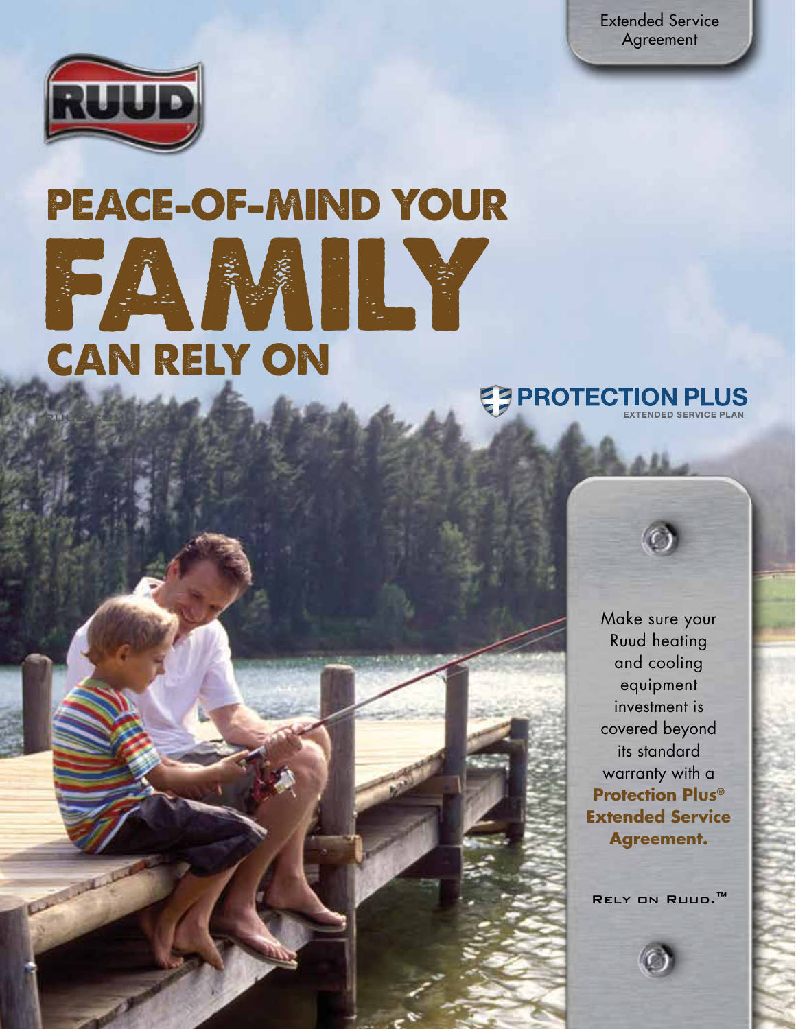Extended Service Agreement

RUUD

# PEACE-OF-MIND YOUR FAMILY CAN RELY ON

PROTECTION PLUS
EXTENDED SERVICE PLAN

Make sure your Ruud heating and cooling equipment investment is covered beyond its standard warranty with a **Protection Plus® Extended Service Agreement.**

RELY ON RUUD.™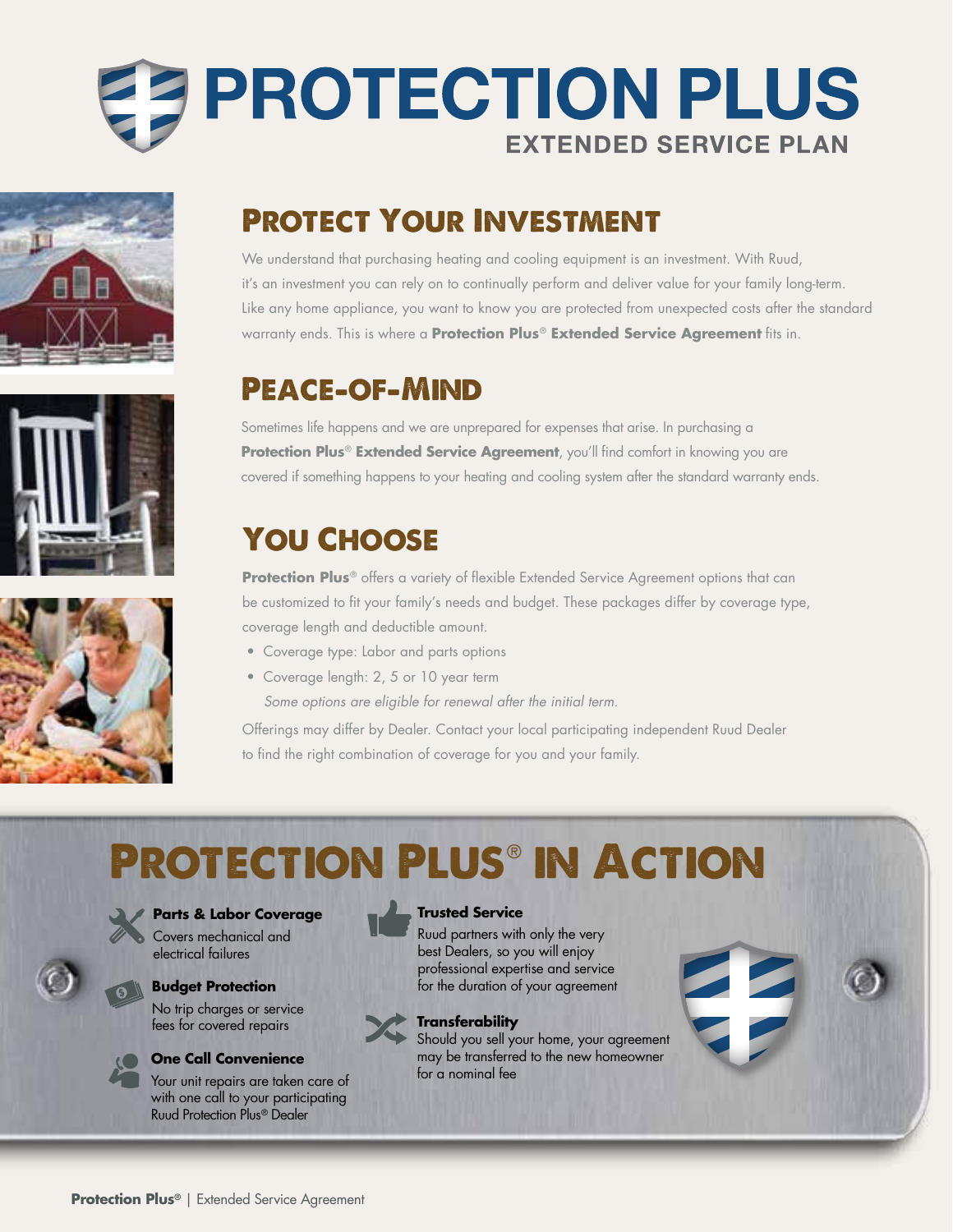# PROTECTION PLUS

EXTENDED SERVICE PLAN

## Protect Your Investment

We understand that purchasing heating and cooling equipment is an investment. With Ruud, it's an investment you can rely on to continually perform and deliver value for your family long-term. Like any home appliance, you want to know you are protected from unexpected costs after the standard warranty ends. This is where a **Protection Plus® Extended Service Agreement** fits in.

## Peace-of-Mind

Sometimes life happens and we are unprepared for expenses that arise. In purchasing a **Protection Plus® Extended Service Agreement**, you'll find comfort in knowing you are covered if something happens to your heating and cooling system after the standard warranty ends.

## You Choose

**Protection Plus®** offers a variety of flexible Extended Service Agreement options that can be customized to fit your family's needs and budget. These packages differ by coverage type, coverage length and deductible amount.

- Coverage type: Labor and parts options
- Coverage length: 2, 5 or 10 year term

  *Some options are eligible for renewal after the initial term.*

Offerings may differ by Dealer. Contact your local participating independent Ruud Dealer to find the right combination of coverage for you and your family.

## Protection Plus® in Action

**Parts & Labor Coverage**
Covers mechanical and electrical failures

**Budget Protection**
No trip charges or service fees for covered repairs

**One Call Convenience**
Your unit repairs are taken care of with one call to your participating Ruud Protection Plus® Dealer

**Trusted Service**
Ruud partners with only the very best Dealers, so you will enjoy professional expertise and service for the duration of your agreement

**Transferability**
Should you sell your home, your agreement may be transferred to the new homeowner for a nominal fee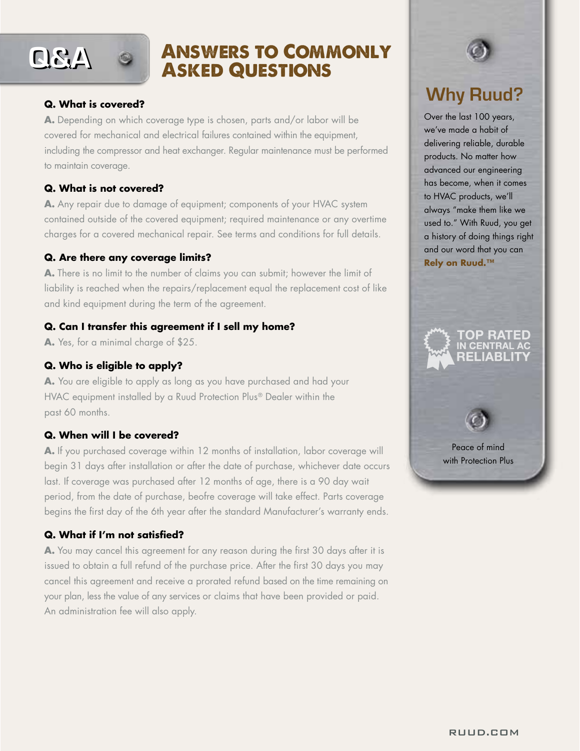# Q&A

## Answers to Commonly Asked Questions

**Q. What is covered?**

**A.** Depending on which coverage type is chosen, parts and/or labor will be covered for mechanical and electrical failures contained within the equipment, including the compressor and heat exchanger. Regular maintenance must be performed to maintain coverage.

**Q. What is not covered?**

**A.** Any repair due to damage of equipment; components of your HVAC system contained outside of the covered equipment; required maintenance or any overtime charges for a covered mechanical repair. See terms and conditions for full details.

**Q. Are there any coverage limits?**

**A.** There is no limit to the number of claims you can submit; however the limit of liability is reached when the repairs/replacement equal the replacement cost of like and kind equipment during the term of the agreement.

**Q. Can I transfer this agreement if I sell my home?**

**A.** Yes, for a minimal charge of $25.

**Q. Who is eligible to apply?**

**A.** You are eligible to apply as long as you have purchased and had your HVAC equipment installed by a Ruud Protection Plus® Dealer within the past 60 months.

**Q. When will I be covered?**

**A.** If you purchased coverage within 12 months of installation, labor coverage will begin 31 days after installation or after the date of purchase, whichever date occurs last. If coverage was purchased after 12 months of age, there is a 90 day wait period, from the date of purchase, beofre coverage will take effect. Parts coverage begins the first day of the 6th year after the standard Manufacturer's warranty ends.

**Q. What if I'm not satisfied?**

**A.** You may cancel this agreement for any reason during the first 30 days after it is issued to obtain a full refund of the purchase price. After the first 30 days you may cancel this agreement and receive a prorated refund based on the time remaining on your plan, less the value of any services or claims that have been provided or paid. An administration fee will also apply.

## Why Ruud?

Over the last 100 years, we've made a habit of delivering reliable, durable products. No matter how advanced our engineering has become, when it comes to HVAC products, we'll always "make them like we used to." With Ruud, you get a history of doing things right and our word that you can **Rely on Ruud.™**

TOP RATED IN CENTRAL AC RELIABLITY

Peace of mind with Protection Plus

RUUD.COM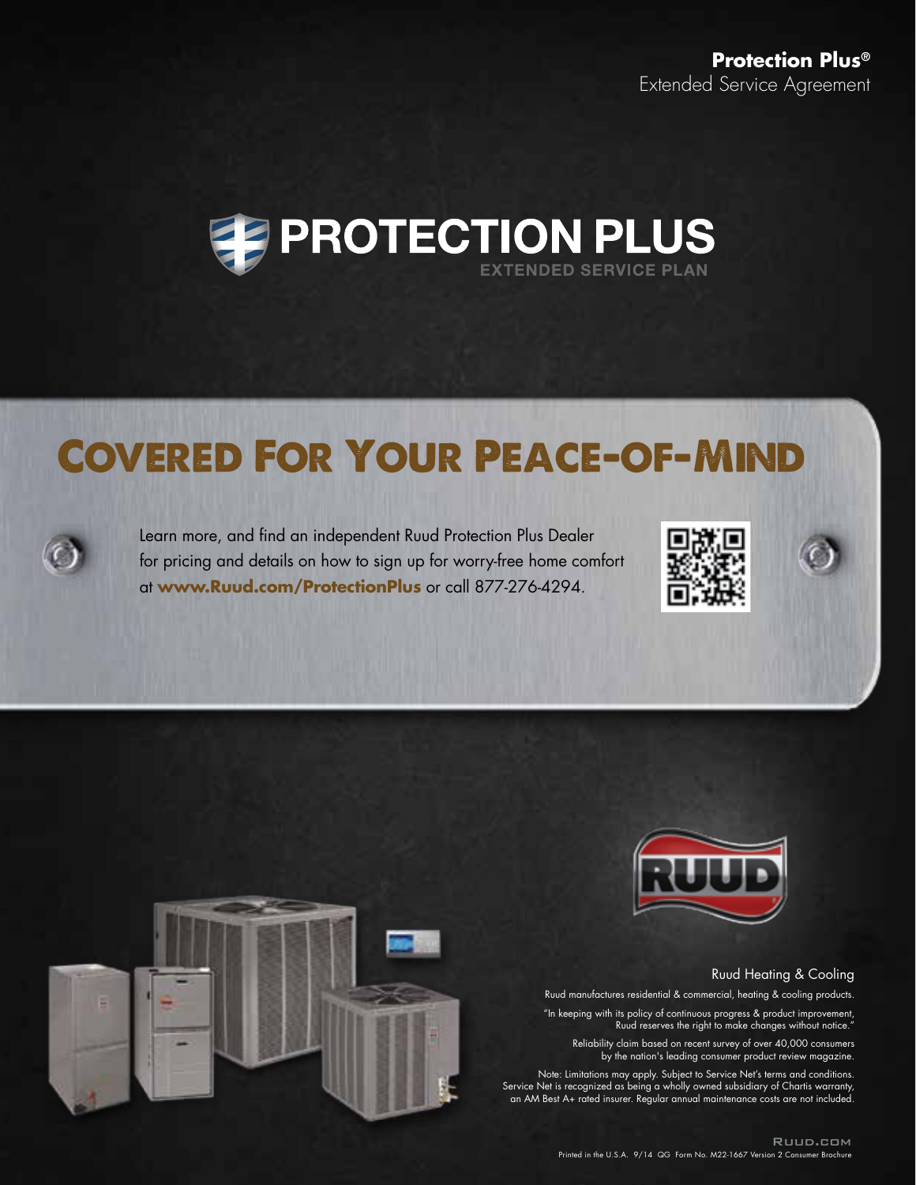**Protection Plus®**
Extended Service Agreement

# PROTECTION PLUS
EXTENDED SERVICE PLAN

## Covered For Your Peace-of-Mind

Learn more, and find an independent Ruud Protection Plus Dealer for pricing and details on how to sign up for worry-free home comfort at **www.Ruud.com/ProtectionPlus** or call 877-276-4294.

RUUD

Ruud Heating & Cooling

Ruud manufactures residential & commercial, heating & cooling products.

"In keeping with its policy of continuous progress & product improvement, Ruud reserves the right to make changes without notice."

Reliability claim based on recent survey of over 40,000 consumers by the nation's leading consumer product review magazine.

Note: Limitations may apply. Subject to Service Net's terms and conditions. Service Net is recognized as being a wholly owned subsidiary of Chartis warranty, an AM Best A+ rated insurer. Regular annual maintenance costs are not included.

RUUD.COM

Printed in the U.S.A. 9/14 QG Form No. M22-1667 Version 2 Consumer Brochure